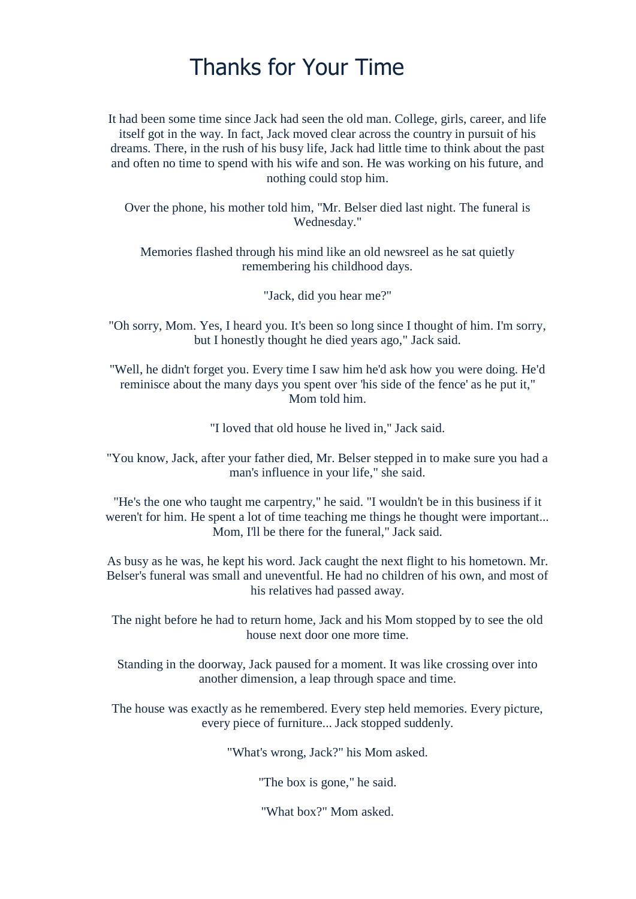# Thanks for Your Time

It had been some time since Jack had seen the old man. College, girls, career, and life itself got in the way. In fact, Jack moved clear across the country in pursuit of his dreams. There, in the rush of his busy life, Jack had little time to think about the past and often no time to spend with his wife and son. He was working on his future, and nothing could stop him.

Over the phone, his mother told him, "Mr. Belser died last night. The funeral is Wednesday."

Memories flashed through his mind like an old newsreel as he sat quietly remembering his childhood days.

"Jack, did you hear me?"

"Oh sorry, Mom. Yes, I heard you. It's been so long since I thought of him. I'm sorry, but I honestly thought he died years ago," Jack said.

"Well, he didn't forget you. Every time I saw him he'd ask how you were doing. He'd reminisce about the many days you spent over 'his side of the fence' as he put it," Mom told him.

"I loved that old house he lived in," Jack said.

"You know, Jack, after your father died, Mr. Belser stepped in to make sure you had a man's influence in your life," she said.

"He's the one who taught me carpentry," he said. "I wouldn't be in this business if it weren't for him. He spent a lot of time teaching me things he thought were important... Mom, I'll be there for the funeral," Jack said.

As busy as he was, he kept his word. Jack caught the next flight to his hometown. Mr. Belser's funeral was small and uneventful. He had no children of his own, and most of his relatives had passed away.

The night before he had to return home, Jack and his Mom stopped by to see the old house next door one more time.

Standing in the doorway, Jack paused for a moment. It was like crossing over into another dimension, a leap through space and time.

The house was exactly as he remembered. Every step held memories. Every picture, every piece of furniture... Jack stopped suddenly.

"What's wrong, Jack?" his Mom asked.

"The box is gone," he said.

"What box?" Mom asked.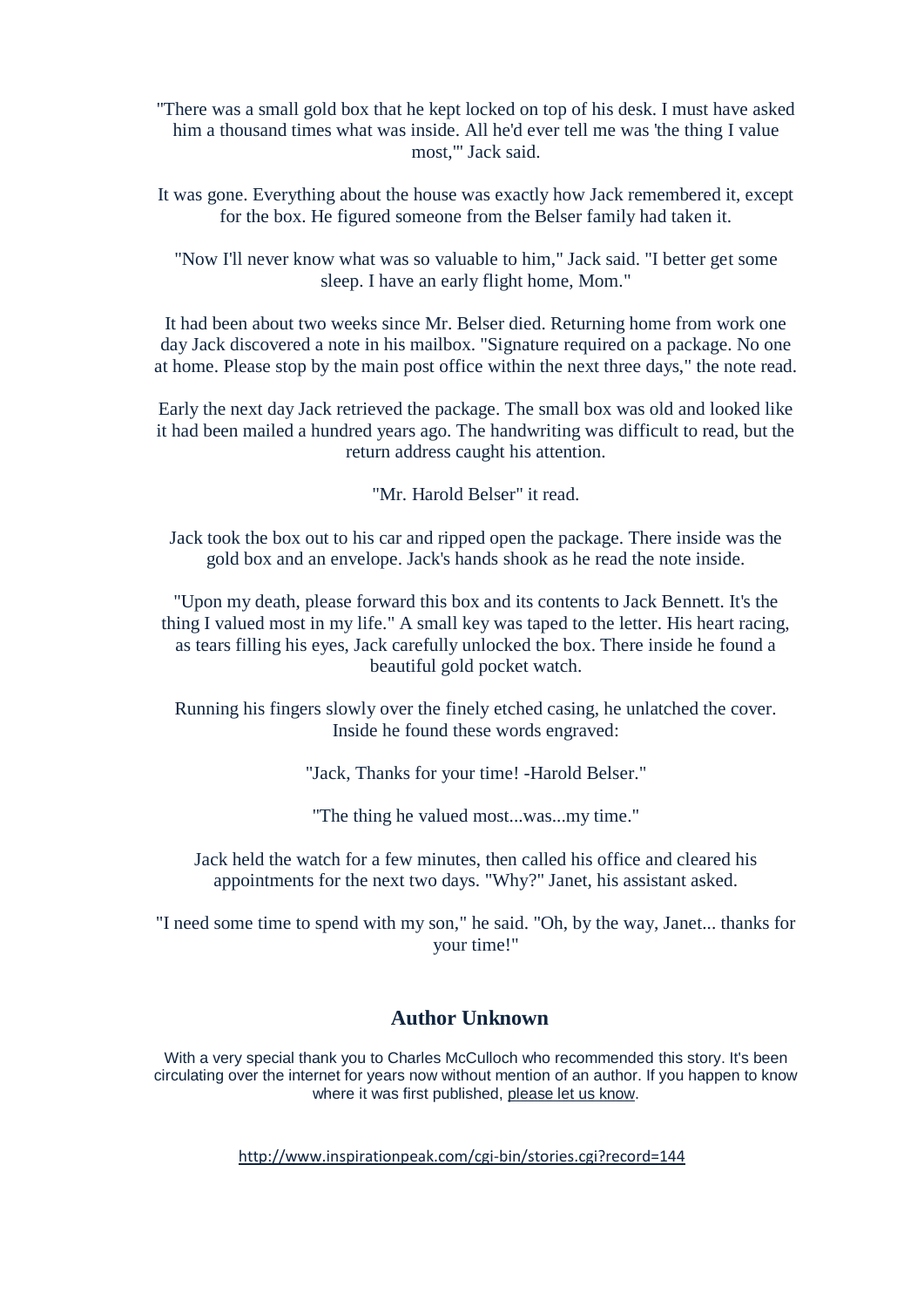"There was a small gold box that he kept locked on top of his desk. I must have asked him a thousand times what was inside. All he'd ever tell me was 'the thing I value most,'" Jack said.

It was gone. Everything about the house was exactly how Jack remembered it, except for the box. He figured someone from the Belser family had taken it.

"Now I'll never know what was so valuable to him," Jack said. "I better get some sleep. I have an early flight home, Mom."

It had been about two weeks since Mr. Belser died. Returning home from work one day Jack discovered a note in his mailbox. "Signature required on a package. No one at home. Please stop by the main post office within the next three days," the note read.

Early the next day Jack retrieved the package. The small box was old and looked like it had been mailed a hundred years ago. The handwriting was difficult to read, but the return address caught his attention.

"Mr. Harold Belser" it read.

Jack took the box out to his car and ripped open the package. There inside was the gold box and an envelope. Jack's hands shook as he read the note inside.

"Upon my death, please forward this box and its contents to Jack Bennett. It's the thing I valued most in my life." A small key was taped to the letter. His heart racing, as tears filling his eyes, Jack carefully unlocked the box. There inside he found a beautiful gold pocket watch.

Running his fingers slowly over the finely etched casing, he unlatched the cover. Inside he found these words engraved:

"Jack, Thanks for your time! -Harold Belser."

"The thing he valued most...was...my time."

Jack held the watch for a few minutes, then called his office and cleared his appointments for the next two days. "Why?" Janet, his assistant asked.

"I need some time to spend with my son," he said. "Oh, by the way, Janet... thanks for your time!"

### Author Unknown

With a very special thank you to Charles McCulloch who recommended this story. It's been circulating over the internet for years now without mention of an author. If you happen to know where it was first published, please let us know.

http://www.inspirationpeak.com/cgi-bin/stories.cgi?record=144